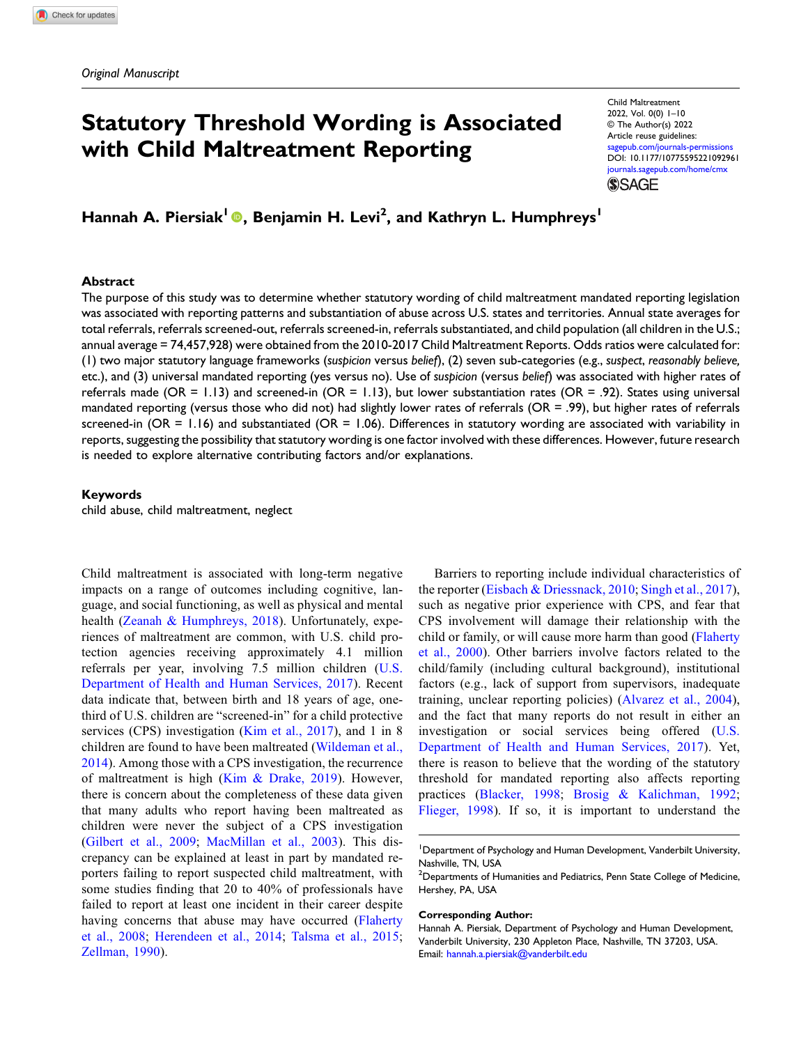*Original Manuscript*

# Statutory Threshold Wording is Associated with Child Maltreatment Reporting

**Hannah A. Piersiak[1], Benjamin H. Levi[2], and Kathryn L. Humphreys[1]**

## Abstract

The purpose of this study was to determine whether statutory wording of child maltreatment mandated reporting legislation was associated with reporting patterns and substantiation of abuse across U.S. states and territories. Annual state averages for total referrals, referrals screened-out, referrals screened-in, referrals substantiated, and child population (all children in the U.S.; annual average = 74,457,928) were obtained from the 2010-2017 Child Maltreatment Reports. Odds ratios were calculated for: (1) two major statutory language frameworks (*suspicion* versus *belief*), (2) seven sub-categories (e.g., *suspect*, *reasonably believe,* etc.), and (3) universal mandated reporting (yes versus no). Use of *suspicion* (versus *belief*) was associated with higher rates of referrals made (OR = 1.13) and screened-in (OR = 1.13), but lower substantiation rates (OR = .92). States using universal mandated reporting (versus those who did not) had slightly lower rates of referrals (OR = .99), but higher rates of referrals screened-in (OR = 1.16) and substantiated (OR = 1.06). Differences in statutory wording are associated with variability in reports, suggesting the possibility that statutory wording is one factor involved with these differences. However, future research is needed to explore alternative contributing factors and/or explanations.

### Keywords

child abuse, child maltreatment, neglect

Child maltreatment is associated with long-term negative impacts on a range of outcomes including cognitive, language, and social functioning, as well as physical and mental health (Zeanah & Humphreys, 2018). Unfortunately, experiences of maltreatment are common, with U.S. child protection agencies receiving approximately 4.1 million referrals per year, involving 7.5 million children (U.S. Department of Health and Human Services, 2017). Recent data indicate that, between birth and 18 years of age, one-third of U.S. children are "screened-in" for a child protective services (CPS) investigation (Kim et al., 2017), and 1 in 8 children are found to have been maltreated (Wildeman et al., 2014). Among those with a CPS investigation, the recurrence of maltreatment is high (Kim & Drake, 2019). However, there is concern about the completeness of these data given that many adults who report having been maltreated as children were never the subject of a CPS investigation (Gilbert et al., 2009; MacMillan et al., 2003). This discrepancy can be explained at least in part by mandated reporters failing to report suspected child maltreatment, with some studies finding that 20 to 40% of professionals have failed to report at least one incident in their career despite having concerns that abuse may have occurred (Flaherty et al., 2008; Herendeen et al., 2014; Talsma et al., 2015; Zellman, 1990).

Barriers to reporting include individual characteristics of the reporter (Eisbach & Driessnack, 2010; Singh et al., 2017), such as negative prior experience with CPS, and fear that CPS involvement will damage their relationship with the child or family, or will cause more harm than good (Flaherty et al., 2000). Other barriers involve factors related to the child/family (including cultural background), institutional factors (e.g., lack of support from supervisors, inadequate training, unclear reporting policies) (Alvarez et al., 2004), and the fact that many reports do not result in either an investigation or social services being offered (U.S. Department of Health and Human Services, 2017). Yet, there is reason to believe that the wording of the statutory threshold for mandated reporting also affects reporting practices (Blacker, 1998; Brosig & Kalichman, 1992; Flieger, 1998). If so, it is important to understand the

[1]Department of Psychology and Human Development, Vanderbilt University, Nashville, TN, USA
[2]Departments of Humanities and Pediatrics, Penn State College of Medicine, Hershey, PA, USA

**Corresponding Author:**
Hannah A. Piersiak, Department of Psychology and Human Development, Vanderbilt University, 230 Appleton Place, Nashville, TN 37203, USA.
Email: hannah.a.piersiak@vanderbilt.edu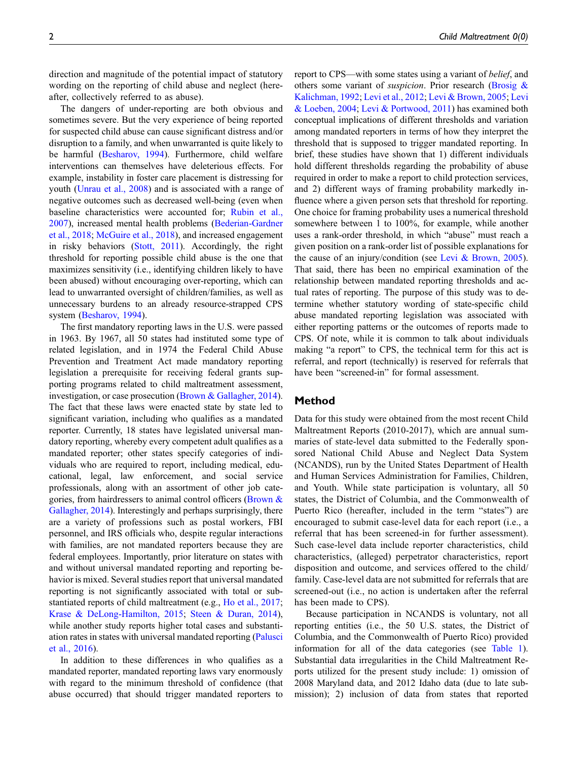direction and magnitude of the potential impact of statutory wording on the reporting of child abuse and neglect (hereafter, collectively referred to as abuse).

The dangers of under-reporting are both obvious and sometimes severe. But the very experience of being reported for suspected child abuse can cause significant distress and/or disruption to a family, and when unwarranted is quite likely to be harmful (Besharov, 1994). Furthermore, child welfare interventions can themselves have deleterious effects. For example, instability in foster care placement is distressing for youth (Unrau et al., 2008) and is associated with a range of negative outcomes such as decreased well-being (even when baseline characteristics were accounted for; Rubin et al., 2007), increased mental health problems (Bederian-Gardner et al., 2018; McGuire et al., 2018), and increased engagement in risky behaviors (Stott, 2011). Accordingly, the right threshold for reporting possible child abuse is the one that maximizes sensitivity (i.e., identifying children likely to have been abused) without encouraging over-reporting, which can lead to unwarranted oversight of children/families, as well as unnecessary burdens to an already resource-strapped CPS system (Besharov, 1994).

The first mandatory reporting laws in the U.S. were passed in 1963. By 1967, all 50 states had instituted some type of related legislation, and in 1974 the Federal Child Abuse Prevention and Treatment Act made mandatory reporting legislation a prerequisite for receiving federal grants supporting programs related to child maltreatment assessment, investigation, or case prosecution (Brown & Gallagher, 2014). The fact that these laws were enacted state by state led to significant variation, including who qualifies as a mandated reporter. Currently, 18 states have legislated universal mandatory reporting, whereby every competent adult qualifies as a mandated reporter; other states specify categories of individuals who are required to report, including medical, educational, legal, law enforcement, and social service professionals, along with an assortment of other job categories, from hairdressers to animal control officers (Brown & Gallagher, 2014). Interestingly and perhaps surprisingly, there are a variety of professions such as postal workers, FBI personnel, and IRS officials who, despite regular interactions with families, are not mandated reporters because they are federal employees. Importantly, prior literature on states with and without universal mandated reporting and reporting behavior is mixed. Several studies report that universal mandated reporting is not significantly associated with total or substantiated reports of child maltreatment (e.g., Ho et al., 2017; Krase & DeLong-Hamilton, 2015; Steen & Duran, 2014), while another study reports higher total cases and substantiation rates in states with universal mandated reporting (Palusci et al., 2016).

In addition to these differences in who qualifies as a mandated reporter, mandated reporting laws vary enormously with regard to the minimum threshold of confidence (that abuse occurred) that should trigger mandated reporters to report to CPS—with some states using a variant of *belief*, and others some variant of *suspicion*. Prior research (Brosig & Kalichman, 1992; Levi et al., 2012; Levi & Brown, 2005; Levi & Loeben, 2004; Levi & Portwood, 2011) has examined both conceptual implications of different thresholds and variation among mandated reporters in terms of how they interpret the threshold that is supposed to trigger mandated reporting. In brief, these studies have shown that 1) different individuals hold different thresholds regarding the probability of abuse required in order to make a report to child protection services, and 2) different ways of framing probability markedly influence where a given person sets that threshold for reporting. One choice for framing probability uses a numerical threshold somewhere between 1 to 100%, for example, while another uses a rank-order threshold, in which "abuse" must reach a given position on a rank-order list of possible explanations for the cause of an injury/condition (see Levi & Brown, 2005). That said, there has been no empirical examination of the relationship between mandated reporting thresholds and actual rates of reporting. The purpose of this study was to determine whether statutory wording of state-specific child abuse mandated reporting legislation was associated with either reporting patterns or the outcomes of reports made to CPS. Of note, while it is common to talk about individuals making "a report" to CPS, the technical term for this act is referral, and report (technically) is reserved for referrals that have been "screened-in" for formal assessment.

## Method

Data for this study were obtained from the most recent Child Maltreatment Reports (2010-2017), which are annual summaries of state-level data submitted to the Federally sponsored National Child Abuse and Neglect Data System (NCANDS), run by the United States Department of Health and Human Services Administration for Families, Children, and Youth. While state participation is voluntary, all 50 states, the District of Columbia, and the Commonwealth of Puerto Rico (hereafter, included in the term "states") are encouraged to submit case-level data for each report (i.e., a referral that has been screened-in for further assessment). Such case-level data include reporter characteristics, child characteristics, (alleged) perpetrator characteristics, report disposition and outcome, and services offered to the child/family. Case-level data are not submitted for referrals that are screened-out (i.e., no action is undertaken after the referral has been made to CPS).

Because participation in NCANDS is voluntary, not all reporting entities (i.e., the 50 U.S. states, the District of Columbia, and the Commonwealth of Puerto Rico) provided information for all of the data categories (see Table 1). Substantial data irregularities in the Child Maltreatment Reports utilized for the present study include: 1) omission of 2008 Maryland data, and 2012 Idaho data (due to late submission); 2) inclusion of data from states that reported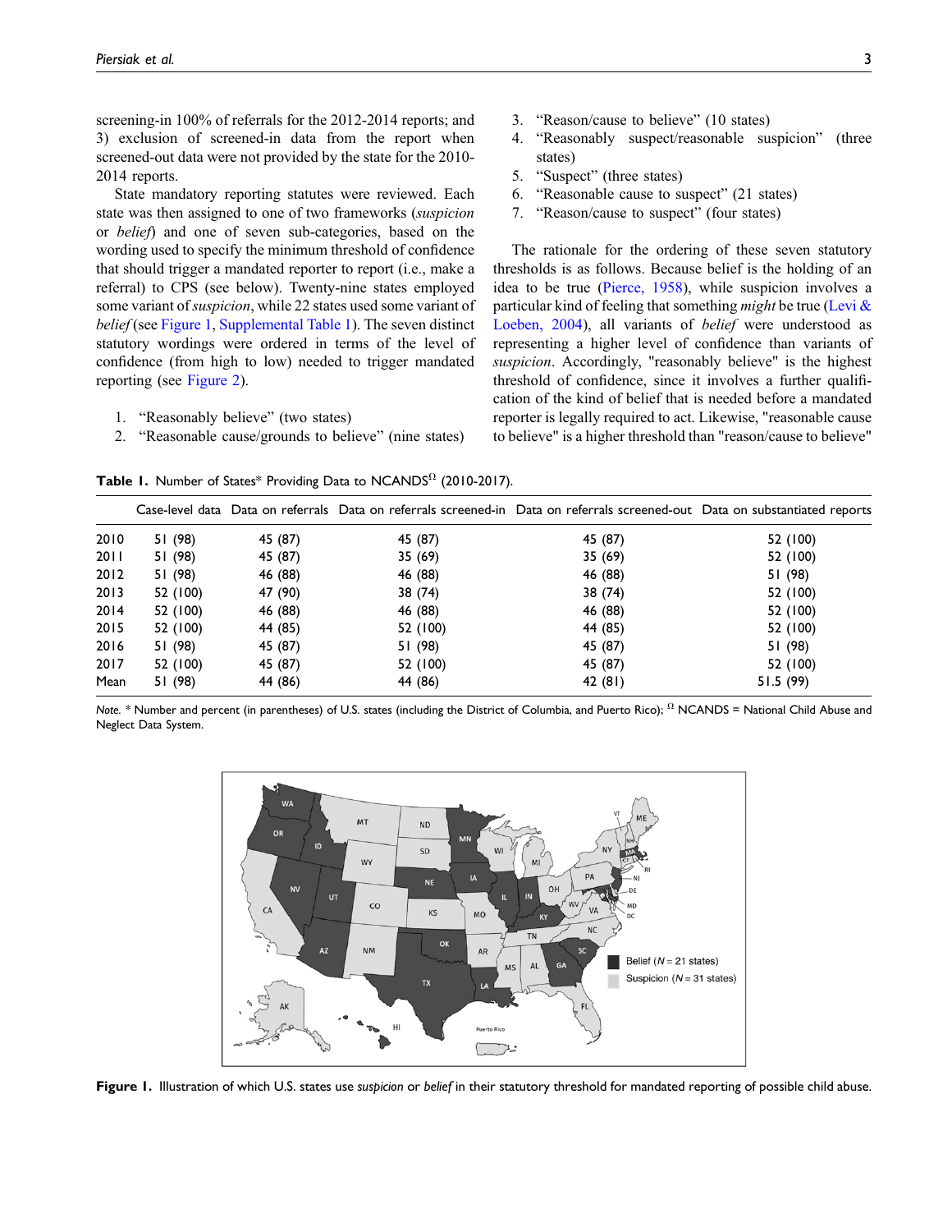screening-in 100% of referrals for the 2012-2014 reports; and 3) exclusion of screened-in data from the report when screened-out data were not provided by the state for the 2010-2014 reports.

State mandatory reporting statutes were reviewed. Each state was then assigned to one of two frameworks (*suspicion* or *belief*) and one of seven sub-categories, based on the wording used to specify the minimum threshold of confidence that should trigger a mandated reporter to report (i.e., make a referral) to CPS (see below). Twenty-nine states employed some variant of *suspicion*, while 22 states used some variant of *belief* (see Figure 1, Supplemental Table 1). The seven distinct statutory wordings were ordered in terms of the level of confidence (from high to low) needed to trigger mandated reporting (see Figure 2).

1. "Reasonably believe" (two states)
2. "Reasonable cause/grounds to believe" (nine states)
3. "Reason/cause to believe" (10 states)
4. "Reasonably suspect/reasonable suspicion" (three states)
5. "Suspect" (three states)
6. "Reasonable cause to suspect" (21 states)
7. "Reason/cause to suspect" (four states)

The rationale for the ordering of these seven statutory thresholds is as follows. Because belief is the holding of an idea to be true (Pierce, 1958), while suspicion involves a particular kind of feeling that something *might* be true (Levi & Loeben, 2004), all variants of *belief* were understood as representing a higher level of confidence than variants of *suspicion*. Accordingly, "reasonably believe" is the highest threshold of confidence, since it involves a further qualification of the kind of belief that is needed before a mandated reporter is legally required to act. Likewise, "reasonable cause to believe" is a higher threshold than "reason/cause to believe"

**Table 1.** Number of States* Providing Data to NCANDS[Ω] (2010-2017).

| | Case-level data | Data on referrals | Data on referrals screened-in | Data on referrals screened-out | Data on substantiated reports |
|---|---|---|---|---|---|
| 2010 | 51 (98) | 45 (87) | 45 (87) | 45 (87) | 52 (100) |
| 2011 | 51 (98) | 45 (87) | 35 (69) | 35 (69) | 52 (100) |
| 2012 | 51 (98) | 46 (88) | 46 (88) | 46 (88) | 51 (98) |
| 2013 | 52 (100) | 47 (90) | 38 (74) | 38 (74) | 52 (100) |
| 2014 | 52 (100) | 46 (88) | 46 (88) | 46 (88) | 52 (100) |
| 2015 | 52 (100) | 44 (85) | 52 (100) | 44 (85) | 52 (100) |
| 2016 | 51 (98) | 45 (87) | 51 (98) | 45 (87) | 51 (98) |
| 2017 | 52 (100) | 45 (87) | 52 (100) | 45 (87) | 52 (100) |
| Mean | 51 (98) | 44 (86) | 44 (86) | 42 (81) | 51.5 (99) |

*Note.* * Number and percent (in parentheses) of U.S. states (including the District of Columbia, and Puerto Rico); Ω NCANDS = National Child Abuse and Neglect Data System.

**Figure 1.** Illustration of which U.S. states use *suspicion* or *belief* in their statutory threshold for mandated reporting of possible child abuse.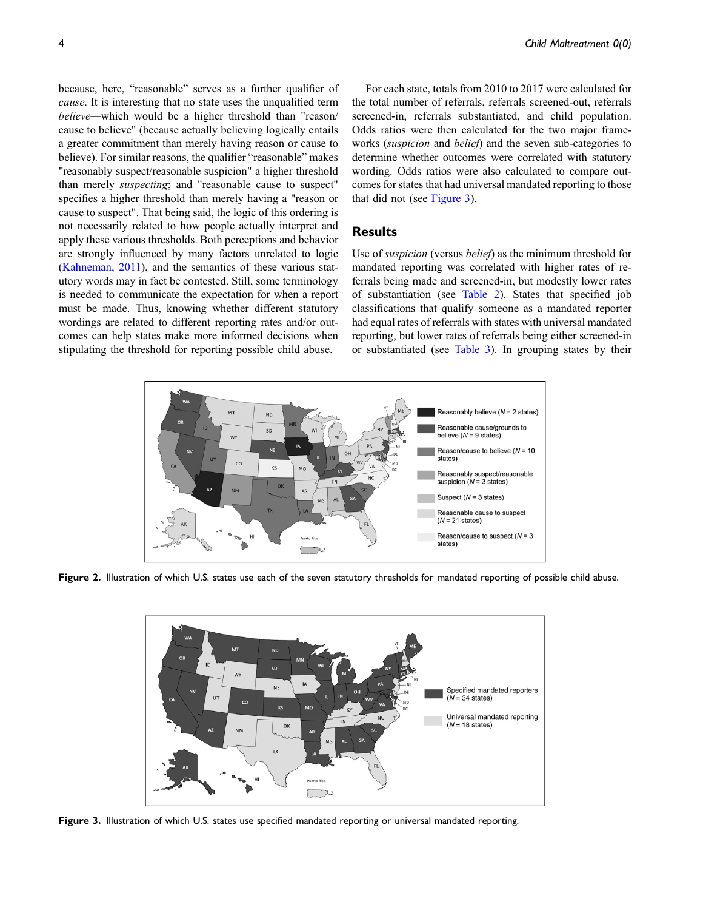because, here, "reasonable" serves as a further qualifier of *cause*. It is interesting that no state uses the unqualified term *believe*—which would be a higher threshold than "reason/cause to believe" (because actually believing logically entails a greater commitment than merely having reason or cause to believe). For similar reasons, the qualifier "reasonable" makes "reasonably suspect/reasonable suspicion" a higher threshold than merely *suspecting*; and "reasonable cause to suspect" specifies a higher threshold than merely having a "reason or cause to suspect". That being said, the logic of this ordering is not necessarily related to how people actually interpret and apply these various thresholds. Both perceptions and behavior are strongly influenced by many factors unrelated to logic (Kahneman, 2011), and the semantics of these various statutory words may in fact be contested. Still, some terminology is needed to communicate the expectation for when a report must be made. Thus, knowing whether different statutory wordings are related to different reporting rates and/or outcomes can help states make more informed decisions when stipulating the threshold for reporting possible child abuse.

For each state, totals from 2010 to 2017 were calculated for the total number of referrals, referrals screened-out, referrals screened-in, referrals substantiated, and child population. Odds ratios were then calculated for the two major frameworks (*suspicion* and *belief*) and the seven sub-categories to determine whether outcomes were correlated with statutory wording. Odds ratios were also calculated to compare outcomes for states that had universal mandated reporting to those that did not (see Figure 3).

## Results

Use of *suspicion* (versus *belief*) as the minimum threshold for mandated reporting was correlated with higher rates of referrals being made and screened-in, but modestly lower rates of substantiation (see Table 2). States that specified job classifications that qualify someone as a mandated reporter had equal rates of referrals with states with universal mandated reporting, but lower rates of referrals being either screened-in or substantiated (see Table 3). In grouping states by their

**Figure 2.** Illustration of which U.S. states use each of the seven statutory thresholds for mandated reporting of possible child abuse.

**Figure 3.** Illustration of which U.S. states use specified mandated reporting or universal mandated reporting.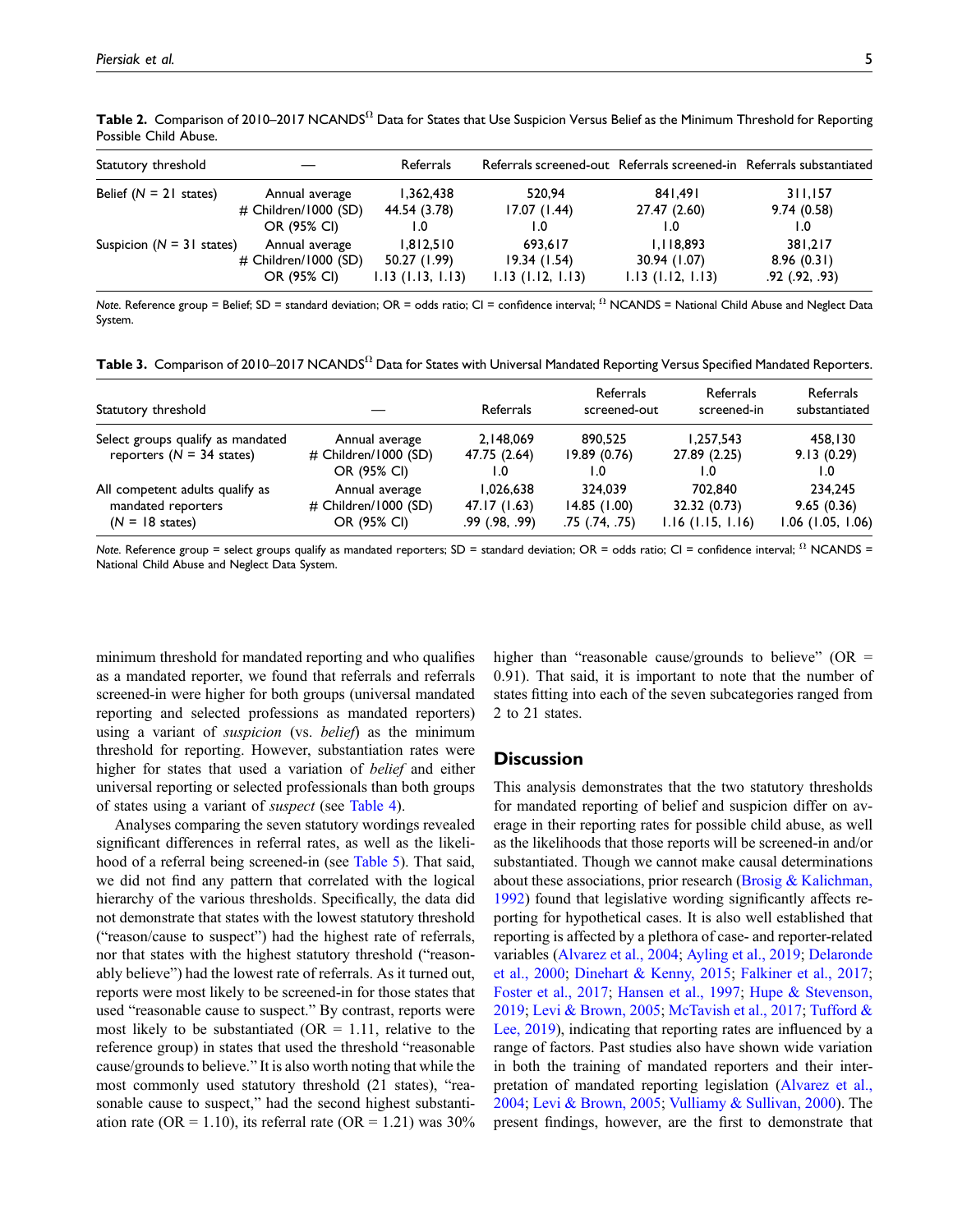**Table 2.** Comparison of 2010–2017 NCANDS[Ω] Data for States that Use Suspicion Versus Belief as the Minimum Threshold for Reporting Possible Child Abuse.

| Statutory threshold | — | Referrals | Referrals screened-out | Referrals screened-in | Referrals substantiated |
|---|---|---|---|---|---|
| Belief (N = 21 states) | Annual average | 1,362,438 | 520,94 | 841,491 | 311,157 |
| | # Children/1000 (SD) | 44.54 (3.78) | 17.07 (1.44) | 27.47 (2.60) | 9.74 (0.58) |
| | OR (95% CI) | 1.0 | 1.0 | 1.0 | 1.0 |
| Suspicion (N = 31 states) | Annual average | 1,812,510 | 693,617 | 1,118,893 | 381,217 |
| | # Children/1000 (SD) | 50.27 (1.99) | 19.34 (1.54) | 30.94 (1.07) | 8.96 (0.31) |
| | OR (95% CI) | 1.13 (1.13, 1.13) | 1.13 (1.12, 1.13) | 1.13 (1.12, 1.13) | .92 (.92, .93) |

*Note.* Reference group = Belief; SD = standard deviation; OR = odds ratio; CI = confidence interval; [Ω] NCANDS = National Child Abuse and Neglect Data System.

**Table 3.** Comparison of 2010–2017 NCANDS[Ω] Data for States with Universal Mandated Reporting Versus Specified Mandated Reporters.

| Statutory threshold | — | Referrals | Referrals screened-out | Referrals screened-in | Referrals substantiated |
|---|---|---|---|---|---|
| Select groups qualify as mandated reporters (N = 34 states) | Annual average | 2,148,069 | 890,525 | 1,257,543 | 458,130 |
| | # Children/1000 (SD) | 47.75 (2.64) | 19.89 (0.76) | 27.89 (2.25) | 9.13 (0.29) |
| | OR (95% CI) | 1.0 | 1.0 | 1.0 | 1.0 |
| All competent adults qualify as mandated reporters (N = 18 states) | Annual average | 1,026,638 | 324,039 | 702,840 | 234,245 |
| | # Children/1000 (SD) | 47.17 (1.63) | 14.85 (1.00) | 32.32 (0.73) | 9.65 (0.36) |
| | OR (95% CI) | .99 (.98, .99) | .75 (.74, .75) | 1.16 (1.15, 1.16) | 1.06 (1.05, 1.06) |

*Note.* Reference group = select groups qualify as mandated reporters; SD = standard deviation; OR = odds ratio; CI = confidence interval; [Ω] NCANDS = National Child Abuse and Neglect Data System.

minimum threshold for mandated reporting and who qualifies as a mandated reporter, we found that referrals and referrals screened-in were higher for both groups (universal mandated reporting and selected professions as mandated reporters) using a variant of *suspicion* (vs. *belief*) as the minimum threshold for reporting. However, substantiation rates were higher for states that used a variation of *belief* and either universal reporting or selected professionals than both groups of states using a variant of *suspect* (see Table 4).

Analyses comparing the seven statutory wordings revealed significant differences in referral rates, as well as the likelihood of a referral being screened-in (see Table 5). That said, we did not find any pattern that correlated with the logical hierarchy of the various thresholds. Specifically, the data did not demonstrate that states with the lowest statutory threshold ("reason/cause to suspect") had the highest rate of referrals, nor that states with the highest statutory threshold ("reasonably believe") had the lowest rate of referrals. As it turned out, reports were most likely to be screened-in for those states that used "reasonable cause to suspect." By contrast, reports were most likely to be substantiated (OR = 1.11, relative to the reference group) in states that used the threshold "reasonable cause/grounds to believe." It is also worth noting that while the most commonly used statutory threshold (21 states), "reasonable cause to suspect," had the second highest substantiation rate (OR = 1.10), its referral rate (OR = 1.21) was 30% higher than "reasonable cause/grounds to believe" (OR = 0.91). That said, it is important to note that the number of states fitting into each of the seven subcategories ranged from 2 to 21 states.

## Discussion

This analysis demonstrates that the two statutory thresholds for mandated reporting of belief and suspicion differ on average in their reporting rates for possible child abuse, as well as the likelihoods that those reports will be screened-in and/or substantiated. Though we cannot make causal determinations about these associations, prior research (Brosig & Kalichman, 1992) found that legislative wording significantly affects reporting for hypothetical cases. It is also well established that reporting is affected by a plethora of case- and reporter-related variables (Alvarez et al., 2004; Ayling et al., 2019; Delaronde et al., 2000; Dinehart & Kenny, 2015; Falkiner et al., 2017; Foster et al., 2017; Hansen et al., 1997; Hupe & Stevenson, 2019; Levi & Brown, 2005; McTavish et al., 2017; Tufford & Lee, 2019), indicating that reporting rates are influenced by a range of factors. Past studies also have shown wide variation in both the training of mandated reporters and their interpretation of mandated reporting legislation (Alvarez et al., 2004; Levi & Brown, 2005; Vulliamy & Sullivan, 2000). The present findings, however, are the first to demonstrate that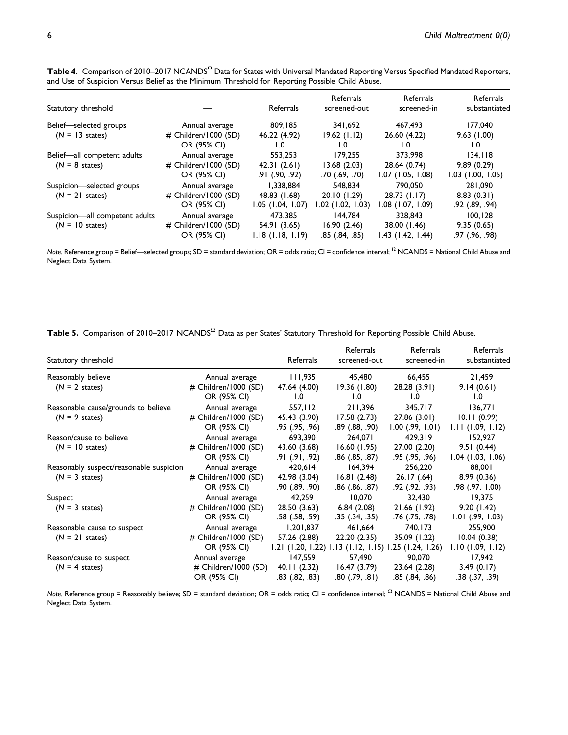**Table 4.** Comparison of 2010–2017 NCANDS[Ω] Data for States with Universal Mandated Reporting Versus Specified Mandated Reporters, and Use of Suspicion Versus Belief as the Minimum Threshold for Reporting Possible Child Abuse.

| Statutory threshold | — | Referrals | Referrals screened-out | Referrals screened-in | Referrals substantiated |
|---|---|---|---|---|---|
| Belief—selected groups | Annual average | 809,185 | 341,692 | 467,493 | 177,040 |
| ($N$ = 13 states) | # Children/1000 (SD) | 46.22 (4.92) | 19.62 (1.12) | 26.60 (4.22) | 9.63 (1.00) |
| | OR (95% CI) | 1.0 | 1.0 | 1.0 | 1.0 |
| Belief—all competent adults | Annual average | 553,253 | 179,255 | 373,998 | 134,118 |
| ($N$ = 8 states) | # Children/1000 (SD) | 42.31 (2.61) | 13.68 (2.03) | 28.64 (0.74) | 9.89 (0.29) |
| | OR (95% CI) | .91 (.90, .92) | .70 (.69, .70) | 1.07 (1.05, 1.08) | 1.03 (1.00, 1.05) |
| Suspicion—selected groups | Annual average | 1,338,884 | 548,834 | 790,050 | 281,090 |
| ($N$ = 21 states) | # Children/1000 (SD) | 48.83 (1.68) | 20.10 (1.29) | 28.73 (1.17) | 8.83 (0.31) |
| | OR (95% CI) | 1.05 (1.04, 1.07) | 1.02 (1.02, 1.03) | 1.08 (1.07, 1.09) | .92 (.89, .94) |
| Suspicion—all competent adults | Annual average | 473,385 | 144,784 | 328,843 | 100,128 |
| ($N$ = 10 states) | # Children/1000 (SD) | 54.91 (3.65) | 16.90 (2.46) | 38.00 (1.46) | 9.35 (0.65) |
| | OR (95% CI) | 1.18 (1.18, 1.19) | .85 (.84, .85) | 1.43 (1.42, 1.44) | .97 (.96, .98) |

*Note.* Reference group = Belief—selected groups; SD = standard deviation; OR = odds ratio; CI = confidence interval; [Ω] NCANDS = National Child Abuse and Neglect Data System.

**Table 5.** Comparison of 2010–2017 NCANDS[Ω] Data as per States' Statutory Threshold for Reporting Possible Child Abuse.

| Statutory threshold | | Referrals | Referrals screened-out | Referrals screened-in | Referrals substantiated |
|---|---|---|---|---|---|
| Reasonably believe | Annual average | 111,935 | 45,480 | 66,455 | 21,459 |
| ($N$ = 2 states) | # Children/1000 (SD) | 47.64 (4.00) | 19.36 (1.80) | 28.28 (3.91) | 9.14 (0.61) |
| | OR (95% CI) | 1.0 | 1.0 | 1.0 | 1.0 |
| Reasonable cause/grounds to believe | Annual average | 557,112 | 211,396 | 345,717 | 136,771 |
| ($N$ = 9 states) | # Children/1000 (SD) | 45.43 (3.90) | 17.58 (2.73) | 27.86 (3.01) | 10.11 (0.99) |
| | OR (95% CI) | .95 (.95, .96) | .89 (.88, .90) | 1.00 (.99, 1.01) | 1.11 (1.09, 1.12) |
| Reason/cause to believe | Annual average | 693,390 | 264,071 | 429,319 | 152,927 |
| ($N$ = 10 states) | # Children/1000 (SD) | 43.60 (3.68) | 16.60 (1.95) | 27.00 (2.20) | 9.51 (0.44) |
| | OR (95% CI) | .91 (.91, .92) | .86 (.85, .87) | .95 (.95, .96) | 1.04 (1.03, 1.06) |
| Reasonably suspect/reasonable suspicion | Annual average | 420,614 | 164,394 | 256,220 | 88,001 |
| ($N$ = 3 states) | # Children/1000 (SD) | 42.98 (3.04) | 16.81 (2.48) | 26.17 (.64) | 8.99 (0.36) |
| | OR (95% CI) | .90 (.89, .90) | .86 (.86, .87) | .92 (.92, .93) | .98 (.97, 1.00) |
| Suspect | Annual average | 42,259 | 10,070 | 32,430 | 19,375 |
| ($N$ = 3 states) | # Children/1000 (SD) | 28.50 (3.63) | 6.84 (2.08) | 21.66 (1.92) | 9.20 (1.42) |
| | OR (95% CI) | .58 (.58, .59) | .35 (.34, .35) | .76 (.75, .78) | 1.01 (.99, 1.03) |
| Reasonable cause to suspect | Annual average | 1,201,837 | 461,664 | 740,173 | 255,900 |
| ($N$ = 21 states) | # Children/1000 (SD) | 57.26 (2.88) | 22.20 (2.35) | 35.09 (1.22) | 10.04 (0.38) |
| | OR (95% CI) | 1.21 (1.20, 1.22) | 1.13 (1.12, 1.15) | 1.25 (1.24, 1.26) | 1.10 (1.09, 1.12) |
| Reason/cause to suspect | Annual average | 147,559 | 57,490 | 90,070 | 17,942 |
| ($N$ = 4 states) | # Children/1000 (SD) | 40.11 (2.32) | 16.47 (3.79) | 23.64 (2.28) | 3.49 (0.17) |
| | OR (95% CI) | .83 (.82, .83) | .80 (.79, .81) | .85 (.84, .86) | .38 (.37, .39) |

*Note.* Reference group = Reasonably believe; SD = standard deviation; OR = odds ratio; CI = confidence interval; [Ω] NCANDS = National Child Abuse and Neglect Data System.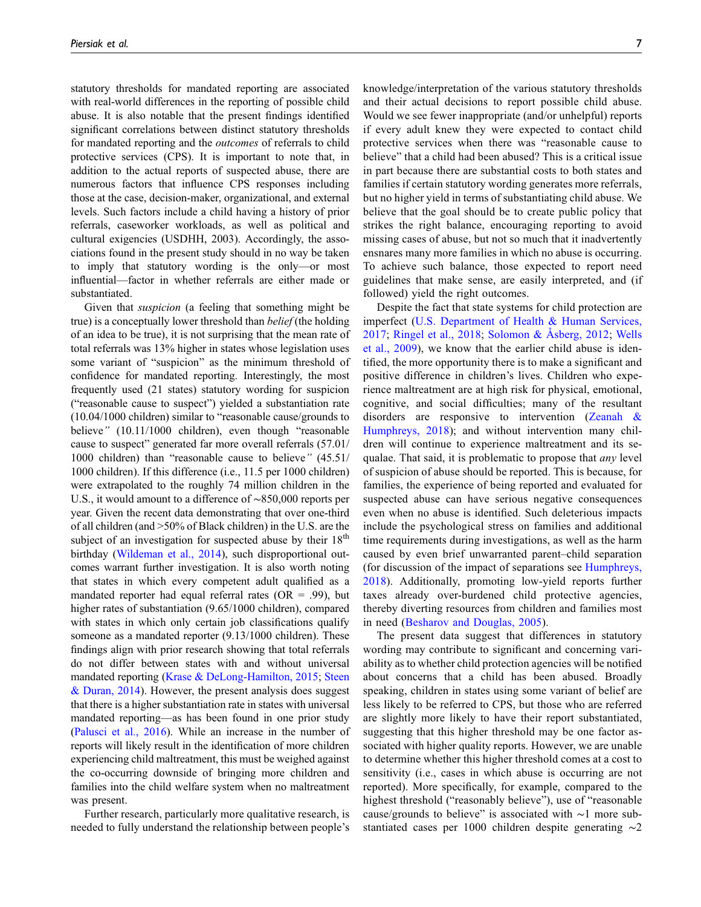statutory thresholds for mandated reporting are associated with real-world differences in the reporting of possible child abuse. It is also notable that the present findings identified significant correlations between distinct statutory thresholds for mandated reporting and the *outcomes* of referrals to child protective services (CPS). It is important to note that, in addition to the actual reports of suspected abuse, there are numerous factors that influence CPS responses including those at the case, decision-maker, organizational, and external levels. Such factors include a child having a history of prior referrals, caseworker workloads, as well as political and cultural exigencies (USDHH, 2003). Accordingly, the associations found in the present study should in no way be taken to imply that statutory wording is the only—or most influential—factor in whether referrals are either made or substantiated.

Given that *suspicion* (a feeling that something might be true) is a conceptually lower threshold than *belief* (the holding of an idea to be true), it is not surprising that the mean rate of total referrals was 13% higher in states whose legislation uses some variant of "suspicion" as the minimum threshold of confidence for mandated reporting. Interestingly, the most frequently used (21 states) statutory wording for suspicion ("reasonable cause to suspect") yielded a substantiation rate (10.04/1000 children) similar to "reasonable cause/grounds to believe" (10.11/1000 children), even though "reasonable cause to suspect" generated far more overall referrals (57.01/1000 children) than "reasonable cause to believe" (45.51/1000 children). If this difference (i.e., 11.5 per 1000 children) were extrapolated to the roughly 74 million children in the U.S., it would amount to a difference of ∼850,000 reports per year. Given the recent data demonstrating that over one-third of all children (and >50% of Black children) in the U.S. are the subject of an investigation for suspected abuse by their 18th birthday (Wildeman et al., 2014), such disproportional outcomes warrant further investigation. It is also worth noting that states in which every competent adult qualified as a mandated reporter had equal referral rates (OR = .99), but higher rates of substantiation (9.65/1000 children), compared with states in which only certain job classifications qualify someone as a mandated reporter (9.13/1000 children). These findings align with prior research showing that total referrals do not differ between states with and without universal mandated reporting (Krase & DeLong-Hamilton, 2015; Steen & Duran, 2014). However, the present analysis does suggest that there is a higher substantiation rate in states with universal mandated reporting—as has been found in one prior study (Palusci et al., 2016). While an increase in the number of reports will likely result in the identification of more children experiencing child maltreatment, this must be weighed against the co-occurring downside of bringing more children and families into the child welfare system when no maltreatment was present.

Further research, particularly more qualitative research, is needed to fully understand the relationship between people's knowledge/interpretation of the various statutory thresholds and their actual decisions to report possible child abuse. Would we see fewer inappropriate (and/or unhelpful) reports if every adult knew they were expected to contact child protective services when there was "reasonable cause to believe" that a child had been abused? This is a critical issue in part because there are substantial costs to both states and families if certain statutory wording generates more referrals, but no higher yield in terms of substantiating child abuse. We believe that the goal should be to create public policy that strikes the right balance, encouraging reporting to avoid missing cases of abuse, but not so much that it inadvertently ensnares many more families in which no abuse is occurring. To achieve such balance, those expected to report need guidelines that make sense, are easily interpreted, and (if followed) yield the right outcomes.

Despite the fact that state systems for child protection are imperfect (U.S. Department of Health & Human Services, 2017; Ringel et al., 2018; Solomon & Åsberg, 2012; Wells et al., 2009), we know that the earlier child abuse is identified, the more opportunity there is to make a significant and positive difference in children's lives. Children who experience maltreatment are at high risk for physical, emotional, cognitive, and social difficulties; many of the resultant disorders are responsive to intervention (Zeanah & Humphreys, 2018); and without intervention many children will continue to experience maltreatment and its sequalae. That said, it is problematic to propose that *any* level of suspicion of abuse should be reported. This is because, for families, the experience of being reported and evaluated for suspected abuse can have serious negative consequences even when no abuse is identified. Such deleterious impacts include the psychological stress on families and additional time requirements during investigations, as well as the harm caused by even brief unwarranted parent–child separation (for discussion of the impact of separations see Humphreys, 2018). Additionally, promoting low-yield reports further taxes already over-burdened child protective agencies, thereby diverting resources from children and families most in need (Besharov and Douglas, 2005).

The present data suggest that differences in statutory wording may contribute to significant and concerning variability as to whether child protection agencies will be notified about concerns that a child has been abused. Broadly speaking, children in states using some variant of belief are less likely to be referred to CPS, but those who are referred are slightly more likely to have their report substantiated, suggesting that this higher threshold may be one factor associated with higher quality reports. However, we are unable to determine whether this higher threshold comes at a cost to sensitivity (i.e., cases in which abuse is occurring are not reported). More specifically, for example, compared to the highest threshold ("reasonably believe"), use of "reasonable cause/grounds to believe" is associated with ∼1 more substantiated cases per 1000 children despite generating ∼2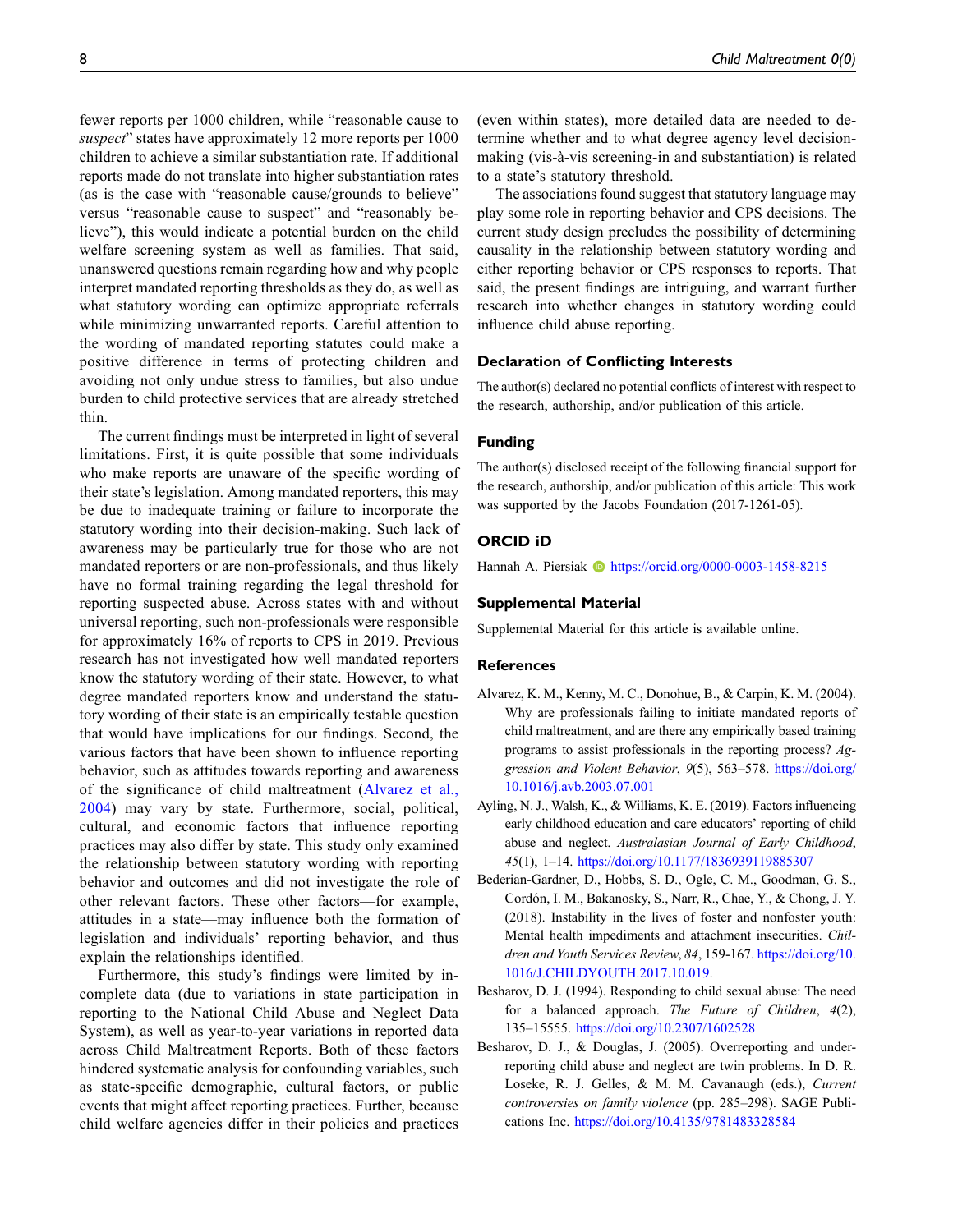fewer reports per 1000 children, while "reasonable cause to *suspect*" states have approximately 12 more reports per 1000 children to achieve a similar substantiation rate. If additional reports made do not translate into higher substantiation rates (as is the case with "reasonable cause/grounds to believe" versus "reasonable cause to suspect" and "reasonably believe"), this would indicate a potential burden on the child welfare screening system as well as families. That said, unanswered questions remain regarding how and why people interpret mandated reporting thresholds as they do, as well as what statutory wording can optimize appropriate referrals while minimizing unwarranted reports. Careful attention to the wording of mandated reporting statutes could make a positive difference in terms of protecting children and avoiding not only undue stress to families, but also undue burden to child protective services that are already stretched thin.

The current findings must be interpreted in light of several limitations. First, it is quite possible that some individuals who make reports are unaware of the specific wording of their state's legislation. Among mandated reporters, this may be due to inadequate training or failure to incorporate the statutory wording into their decision-making. Such lack of awareness may be particularly true for those who are not mandated reporters or are non-professionals, and thus likely have no formal training regarding the legal threshold for reporting suspected abuse. Across states with and without universal reporting, such non-professionals were responsible for approximately 16% of reports to CPS in 2019. Previous research has not investigated how well mandated reporters know the statutory wording of their state. However, to what degree mandated reporters know and understand the statutory wording of their state is an empirically testable question that would have implications for our findings. Second, the various factors that have been shown to influence reporting behavior, such as attitudes towards reporting and awareness of the significance of child maltreatment (Alvarez et al., 2004) may vary by state. Furthermore, social, political, cultural, and economic factors that influence reporting practices may also differ by state. This study only examined the relationship between statutory wording with reporting behavior and outcomes and did not investigate the role of other relevant factors. These other factors—for example, attitudes in a state—may influence both the formation of legislation and individuals' reporting behavior, and thus explain the relationships identified.

Furthermore, this study's findings were limited by incomplete data (due to variations in state participation in reporting to the National Child Abuse and Neglect Data System), as well as year-to-year variations in reported data across Child Maltreatment Reports. Both of these factors hindered systematic analysis for confounding variables, such as state-specific demographic, cultural factors, or public events that might affect reporting practices. Further, because child welfare agencies differ in their policies and practices (even within states), more detailed data are needed to determine whether and to what degree agency level decision-making (vis-à-vis screening-in and substantiation) is related to a state's statutory threshold.

The associations found suggest that statutory language may play some role in reporting behavior and CPS decisions. The current study design precludes the possibility of determining causality in the relationship between statutory wording and either reporting behavior or CPS responses to reports. That said, the present findings are intriguing, and warrant further research into whether changes in statutory wording could influence child abuse reporting.

## Declaration of Conflicting Interests

The author(s) declared no potential conflicts of interest with respect to the research, authorship, and/or publication of this article.

## Funding

The author(s) disclosed receipt of the following financial support for the research, authorship, and/or publication of this article: This work was supported by the Jacobs Foundation (2017-1261-05).

## ORCID iD

Hannah A. Piersiak https://orcid.org/0000-0003-1458-8215

## Supplemental Material

Supplemental Material for this article is available online.

## References

Alvarez, K. M., Kenny, M. C., Donohue, B., & Carpin, K. M. (2004). Why are professionals failing to initiate mandated reports of child maltreatment, and are there any empirically based training programs to assist professionals in the reporting process? *Aggression and Violent Behavior*, *9*(5), 563–578. https://doi.org/10.1016/j.avb.2003.07.001

Ayling, N. J., Walsh, K., & Williams, K. E. (2019). Factors influencing early childhood education and care educators' reporting of child abuse and neglect. *Australasian Journal of Early Childhood*, *45*(1), 1–14. https://doi.org/10.1177/1836939119885307

Bederian-Gardner, D., Hobbs, S. D., Ogle, C. M., Goodman, G. S., Cordón, I. M., Bakanosky, S., Narr, R., Chae, Y., & Chong, J. Y. (2018). Instability in the lives of foster and nonfoster youth: Mental health impediments and attachment insecurities. *Children and Youth Services Review*, *84*, 159-167. https://doi.org/10.1016/J.CHILDYOUTH.2017.10.019.

Besharov, D. J. (1994). Responding to child sexual abuse: The need for a balanced approach. *The Future of Children*, *4*(2), 135–15555. https://doi.org/10.2307/1602528

Besharov, D. J., & Douglas, J. (2005). Overreporting and underreporting child abuse and neglect are twin problems. In D. R. Loseke, R. J. Gelles, & M. M. Cavanaugh (eds.), *Current controversies on family violence* (pp. 285–298). SAGE Publications Inc. https://doi.org/10.4135/9781483328584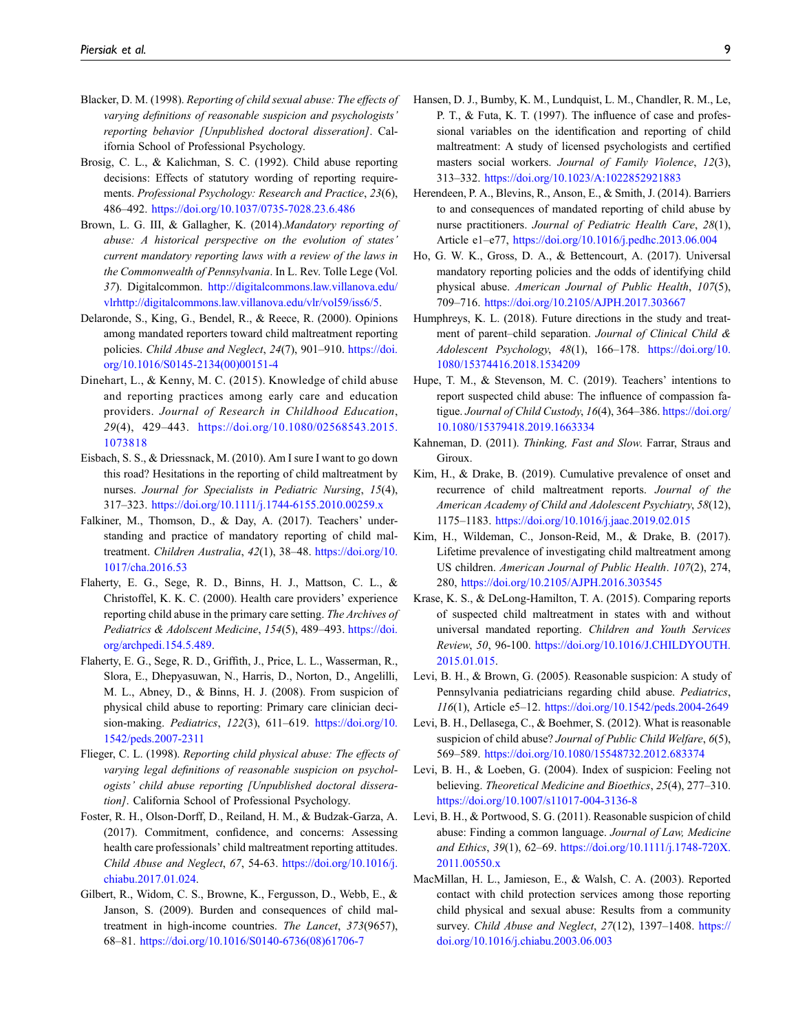Blacker, D. M. (1998). *Reporting of child sexual abuse: The effects of varying definitions of reasonable suspicion and psychologists' reporting behavior [Unpublished doctoral disseration]*. California School of Professional Psychology.

Brosig, C. L., & Kalichman, S. C. (1992). Child abuse reporting decisions: Effects of statutory wording of reporting requirements. *Professional Psychology: Research and Practice*, *23*(6), 486–492. https://doi.org/10.1037/0735-7028.23.6.486

Brown, L. G. III, & Gallagher, K. (2014).*Mandatory reporting of abuse: A historical perspective on the evolution of states' current mandatory reporting laws with a review of the laws in the Commonwealth of Pennsylvania*. In L. Rev. Tolle Lege (Vol. *37*). Digitalcommon. http://digitalcommons.law.villanova.edu/vlrhttp://digitalcommons.law.villanova.edu/vlr/vol59/iss6/5.

Delaronde, S., King, G., Bendel, R., & Reece, R. (2000). Opinions among mandated reporters toward child maltreatment reporting policies. *Child Abuse and Neglect*, *24*(7), 901–910. https://doi.org/10.1016/S0145-2134(00)00151-4

Dinehart, L., & Kenny, M. C. (2015). Knowledge of child abuse and reporting practices among early care and education providers. *Journal of Research in Childhood Education*, *29*(4), 429–443. https://doi.org/10.1080/02568543.2015.1073818

Eisbach, S. S., & Driessnack, M. (2010). Am I sure I want to go down this road? Hesitations in the reporting of child maltreatment by nurses. *Journal for Specialists in Pediatric Nursing*, *15*(4), 317–323. https://doi.org/10.1111/j.1744-6155.2010.00259.x

Falkiner, M., Thomson, D., & Day, A. (2017). Teachers' understanding and practice of mandatory reporting of child maltreatment. *Children Australia*, *42*(1), 38–48. https://doi.org/10.1017/cha.2016.53

Flaherty, E. G., Sege, R. D., Binns, H. J., Mattson, C. L., & Christoffel, K. K. C. (2000). Health care providers' experience reporting child abuse in the primary care setting. *The Archives of Pediatrics & Adolscent Medicine*, *154*(5), 489–493. https://doi.org/archpedi.154.5.489.

Flaherty, E. G., Sege, R. D., Griffith, J., Price, L. L., Wasserman, R., Slora, E., Dhepyasuwan, N., Harris, D., Norton, D., Angelilli, M. L., Abney, D., & Binns, H. J. (2008). From suspicion of physical child abuse to reporting: Primary care clinician decision-making. *Pediatrics*, *122*(3), 611–619. https://doi.org/10.1542/peds.2007-2311

Flieger, C. L. (1998). *Reporting child physical abuse: The effects of varying legal definitions of reasonable suspicion on psychologists' child abuse reporting [Unpublished doctoral disseration]*. California School of Professional Psychology.

Foster, R. H., Olson-Dorff, D., Reiland, H. M., & Budzak-Garza, A. (2017). Commitment, confidence, and concerns: Assessing health care professionals' child maltreatment reporting attitudes. *Child Abuse and Neglect*, *67*, 54-63. https://doi.org/10.1016/j.chiabu.2017.01.024.

Gilbert, R., Widom, C. S., Browne, K., Fergusson, D., Webb, E., & Janson, S. (2009). Burden and consequences of child maltreatment in high-income countries. *The Lancet*, *373*(9657), 68–81. https://doi.org/10.1016/S0140-6736(08)61706-7

Hansen, D. J., Bumby, K. M., Lundquist, L. M., Chandler, R. M., Le, P. T., & Futa, K. T. (1997). The influence of case and professional variables on the identification and reporting of child maltreatment: A study of licensed psychologists and certified masters social workers. *Journal of Family Violence*, *12*(3), 313–332. https://doi.org/10.1023/A:1022852921883

Herendeen, P. A., Blevins, R., Anson, E., & Smith, J. (2014). Barriers to and consequences of mandated reporting of child abuse by nurse practitioners. *Journal of Pediatric Health Care*, *28*(1), Article e1–e77, https://doi.org/10.1016/j.pedhc.2013.06.004

Ho, G. W. K., Gross, D. A., & Bettencourt, A. (2017). Universal mandatory reporting policies and the odds of identifying child physical abuse. *American Journal of Public Health*, *107*(5), 709–716. https://doi.org/10.2105/AJPH.2017.303667

Humphreys, K. L. (2018). Future directions in the study and treatment of parent–child separation. *Journal of Clinical Child & Adolescent Psychology*, *48*(1), 166–178. https://doi.org/10.1080/15374416.2018.1534209

Hupe, T. M., & Stevenson, M. C. (2019). Teachers' intentions to report suspected child abuse: The influence of compassion fatigue. *Journal of Child Custody*, *16*(4), 364–386. https://doi.org/10.1080/15379418.2019.1663334

Kahneman, D. (2011). *Thinking, Fast and Slow*. Farrar, Straus and Giroux.

Kim, H., & Drake, B. (2019). Cumulative prevalence of onset and recurrence of child maltreatment reports. *Journal of the American Academy of Child and Adolescent Psychiatry*, *58*(12), 1175–1183. https://doi.org/10.1016/j.jaac.2019.02.015

Kim, H., Wildeman, C., Jonson-Reid, M., & Drake, B. (2017). Lifetime prevalence of investigating child maltreatment among US children. *American Journal of Public Health*. *107*(2), 274, 280, https://doi.org/10.2105/AJPH.2016.303545

Krase, K. S., & DeLong-Hamilton, T. A. (2015). Comparing reports of suspected child maltreatment in states with and without universal mandated reporting. *Children and Youth Services Review*, *50*, 96-100. https://doi.org/10.1016/J.CHILDYOUTH.2015.01.015.

Levi, B. H., & Brown, G. (2005). Reasonable suspicion: A study of Pennsylvania pediatricians regarding child abuse. *Pediatrics*, *116*(1), Article e5–12. https://doi.org/10.1542/peds.2004-2649

Levi, B. H., Dellasega, C., & Boehmer, S. (2012). What is reasonable suspicion of child abuse? *Journal of Public Child Welfare*, *6*(5), 569–589. https://doi.org/10.1080/15548732.2012.683374

Levi, B. H., & Loeben, G. (2004). Index of suspicion: Feeling not believing. *Theoretical Medicine and Bioethics*, *25*(4), 277–310. https://doi.org/10.1007/s11017-004-3136-8

Levi, B. H., & Portwood, S. G. (2011). Reasonable suspicion of child abuse: Finding a common language. *Journal of Law, Medicine and Ethics*, *39*(1), 62–69. https://doi.org/10.1111/j.1748-720X.2011.00550.x

MacMillan, H. L., Jamieson, E., & Walsh, C. A. (2003). Reported contact with child protection services among those reporting child physical and sexual abuse: Results from a community survey. *Child Abuse and Neglect*, *27*(12), 1397–1408. https://doi.org/10.1016/j.chiabu.2003.06.003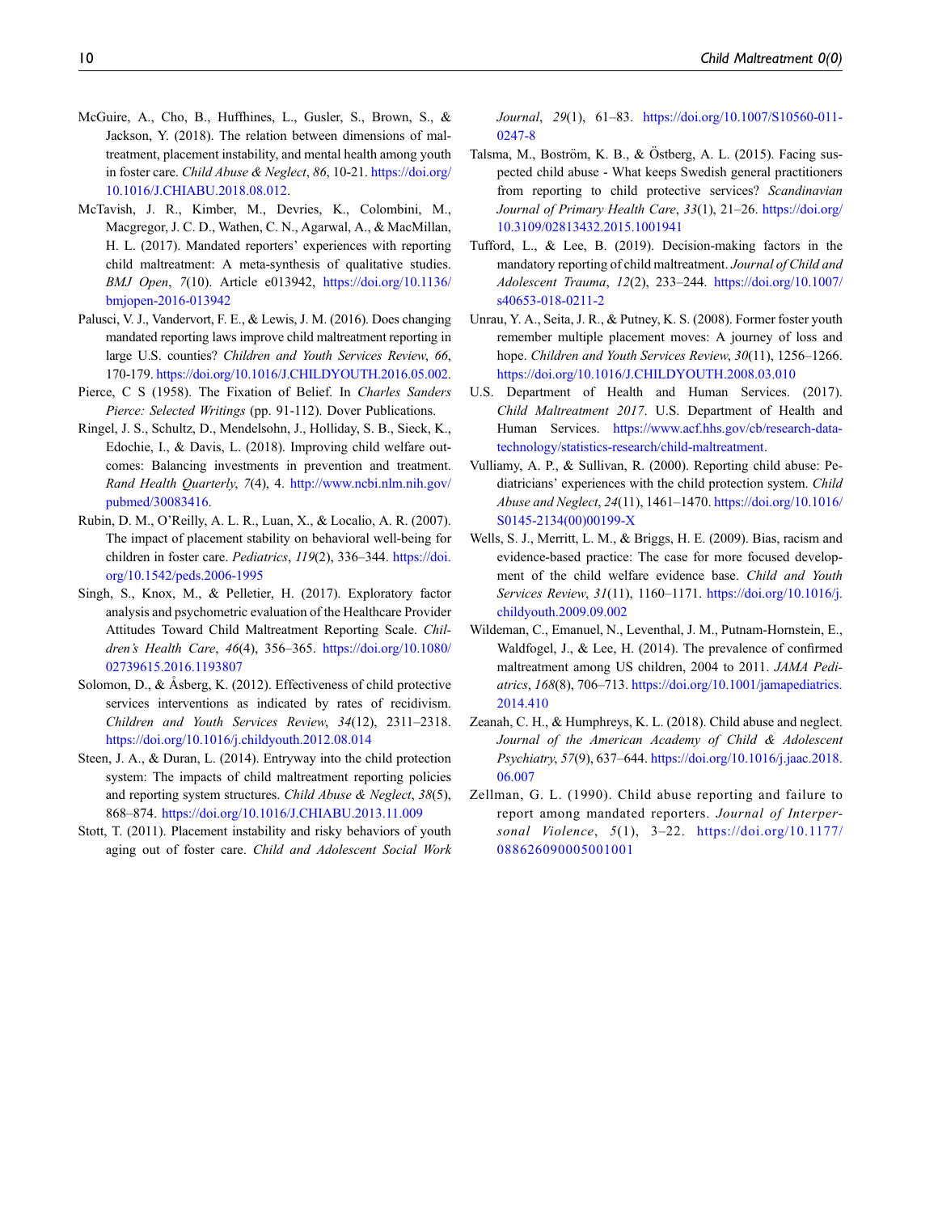McGuire, A., Cho, B., Huffhines, L., Gusler, S., Brown, S., & Jackson, Y. (2018). The relation between dimensions of maltreatment, placement instability, and mental health among youth in foster care. *Child Abuse & Neglect*, *86*, 10-21. https://doi.org/10.1016/J.CHIABU.2018.08.012.

McTavish, J. R., Kimber, M., Devries, K., Colombini, M., Macgregor, J. C. D., Wathen, C. N., Agarwal, A., & MacMillan, H. L. (2017). Mandated reporters' experiences with reporting child maltreatment: A meta-synthesis of qualitative studies. *BMJ Open*, *7*(10). Article e013942, https://doi.org/10.1136/bmjopen-2016-013942

Palusci, V. J., Vandervort, F. E., & Lewis, J. M. (2016). Does changing mandated reporting laws improve child maltreatment reporting in large U.S. counties? *Children and Youth Services Review*, *66*, 170-179. https://doi.org/10.1016/J.CHILDYOUTH.2016.05.002.

Pierce, C S (1958). The Fixation of Belief. In *Charles Sanders Pierce: Selected Writings* (pp. 91-112). Dover Publications.

Ringel, J. S., Schultz, D., Mendelsohn, J., Holliday, S. B., Sieck, K., Edochie, I., & Davis, L. (2018). Improving child welfare outcomes: Balancing investments in prevention and treatment. *Rand Health Quarterly*, *7*(4), 4. http://www.ncbi.nlm.nih.gov/pubmed/30083416.

Rubin, D. M., O'Reilly, A. L. R., Luan, X., & Localio, A. R. (2007). The impact of placement stability on behavioral well-being for children in foster care. *Pediatrics*, *119*(2), 336–344. https://doi.org/10.1542/peds.2006-1995

Singh, S., Knox, M., & Pelletier, H. (2017). Exploratory factor analysis and psychometric evaluation of the Healthcare Provider Attitudes Toward Child Maltreatment Reporting Scale. *Children's Health Care*, *46*(4), 356–365. https://doi.org/10.1080/02739615.2016.1193807

Solomon, D., & Åsberg, K. (2012). Effectiveness of child protective services interventions as indicated by rates of recidivism. *Children and Youth Services Review*, *34*(12), 2311–2318. https://doi.org/10.1016/j.childyouth.2012.08.014

Steen, J. A., & Duran, L. (2014). Entryway into the child protection system: The impacts of child maltreatment reporting policies and reporting system structures. *Child Abuse & Neglect*, *38*(5), 868–874. https://doi.org/10.1016/J.CHIABU.2013.11.009

Stott, T. (2011). Placement instability and risky behaviors of youth aging out of foster care. *Child and Adolescent Social Work Journal*, *29*(1), 61–83. https://doi.org/10.1007/S10560-011-0247-8

Talsma, M., Boström, K. B., & Östberg, A. L. (2015). Facing suspected child abuse - What keeps Swedish general practitioners from reporting to child protective services? *Scandinavian Journal of Primary Health Care*, *33*(1), 21–26. https://doi.org/10.3109/02813432.2015.1001941

Tufford, L., & Lee, B. (2019). Decision-making factors in the mandatory reporting of child maltreatment. *Journal of Child and Adolescent Trauma*, *12*(2), 233–244. https://doi.org/10.1007/s40653-018-0211-2

Unrau, Y. A., Seita, J. R., & Putney, K. S. (2008). Former foster youth remember multiple placement moves: A journey of loss and hope. *Children and Youth Services Review*, *30*(11), 1256–1266. https://doi.org/10.1016/J.CHILDYOUTH.2008.03.010

U.S. Department of Health and Human Services. (2017). *Child Maltreatment 2017*. U.S. Department of Health and Human Services. https://www.acf.hhs.gov/cb/research-data-technology/statistics-research/child-maltreatment.

Vulliamy, A. P., & Sullivan, R. (2000). Reporting child abuse: Pediatricians' experiences with the child protection system. *Child Abuse and Neglect*, *24*(11), 1461–1470. https://doi.org/10.1016/S0145-2134(00)00199-X

Wells, S. J., Merritt, L. M., & Briggs, H. E. (2009). Bias, racism and evidence-based practice: The case for more focused development of the child welfare evidence base. *Child and Youth Services Review*, *31*(11), 1160–1171. https://doi.org/10.1016/j.childyouth.2009.09.002

Wildeman, C., Emanuel, N., Leventhal, J. M., Putnam-Hornstein, E., Waldfogel, J., & Lee, H. (2014). The prevalence of confirmed maltreatment among US children, 2004 to 2011. *JAMA Pediatrics*, *168*(8), 706–713. https://doi.org/10.1001/jamapediatrics.2014.410

Zeanah, C. H., & Humphreys, K. L. (2018). Child abuse and neglect. *Journal of the American Academy of Child & Adolescent Psychiatry*, *57*(9), 637–644. https://doi.org/10.1016/j.jaac.2018.06.007

Zellman, G. L. (1990). Child abuse reporting and failure to report among mandated reporters. *Journal of Interpersonal Violence*, *5*(1), 3–22. https://doi.org/10.1177/088626090005001001